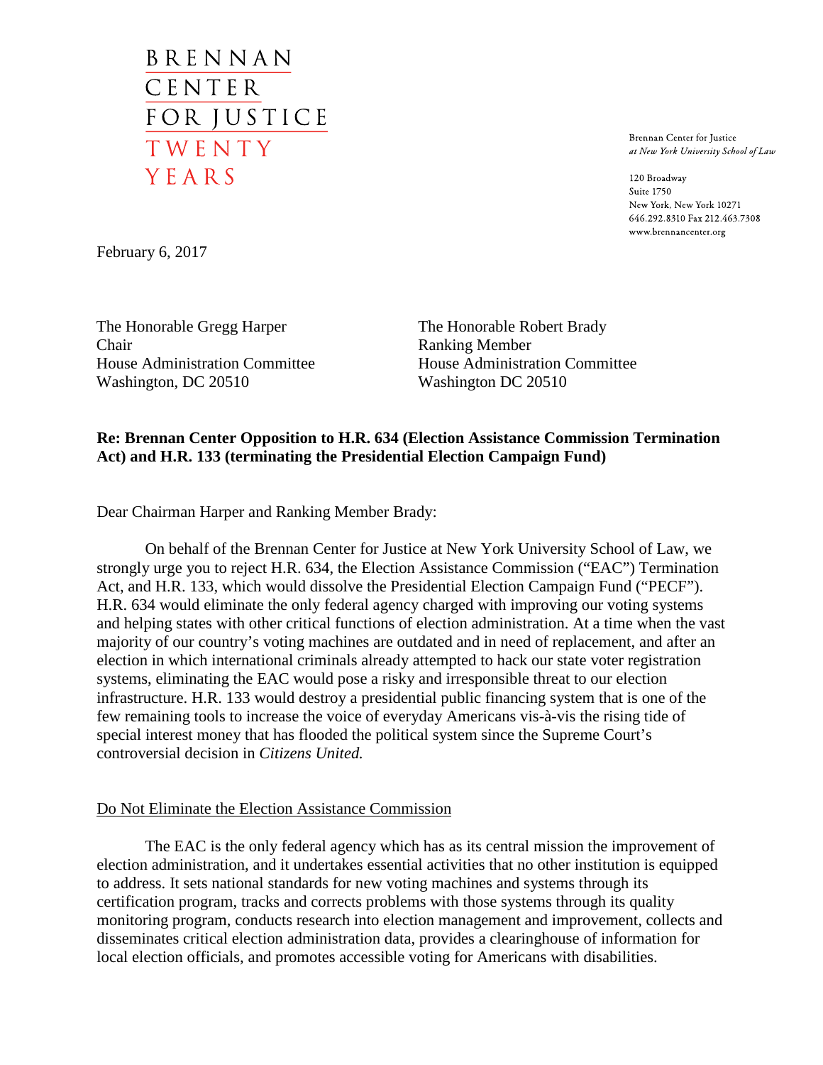BRENNAN
CENTER
FOR JUSTICE
TWENTY
YEARS

Brennan Center for Justice
*at New York University School of Law*

120 Broadway
Suite 1750
New York, New York 10271
646.292.8310 Fax 212.463.7308
www.brennancenter.org

February 6, 2017

The Honorable Gregg Harper
Chair
House Administration Committee
Washington, DC 20510

The Honorable Robert Brady
Ranking Member
House Administration Committee
Washington DC 20510

**Re: Brennan Center Opposition to H.R. 634 (Election Assistance Commission Termination Act) and H.R. 133 (terminating the Presidential Election Campaign Fund)**

Dear Chairman Harper and Ranking Member Brady:

On behalf of the Brennan Center for Justice at New York University School of Law, we strongly urge you to reject H.R. 634, the Election Assistance Commission ("EAC") Termination Act, and H.R. 133, which would dissolve the Presidential Election Campaign Fund ("PECF"). H.R. 634 would eliminate the only federal agency charged with improving our voting systems and helping states with other critical functions of election administration. At a time when the vast majority of our country's voting machines are outdated and in need of replacement, and after an election in which international criminals already attempted to hack our state voter registration systems, eliminating the EAC would pose a risky and irresponsible threat to our election infrastructure. H.R. 133 would destroy a presidential public financing system that is one of the few remaining tools to increase the voice of everyday Americans vis-à-vis the rising tide of special interest money that has flooded the political system since the Supreme Court's controversial decision in *Citizens United.*

Do Not Eliminate the Election Assistance Commission

The EAC is the only federal agency which has as its central mission the improvement of election administration, and it undertakes essential activities that no other institution is equipped to address. It sets national standards for new voting machines and systems through its certification program, tracks and corrects problems with those systems through its quality monitoring program, conducts research into election management and improvement, collects and disseminates critical election administration data, provides a clearinghouse of information for local election officials, and promotes accessible voting for Americans with disabilities.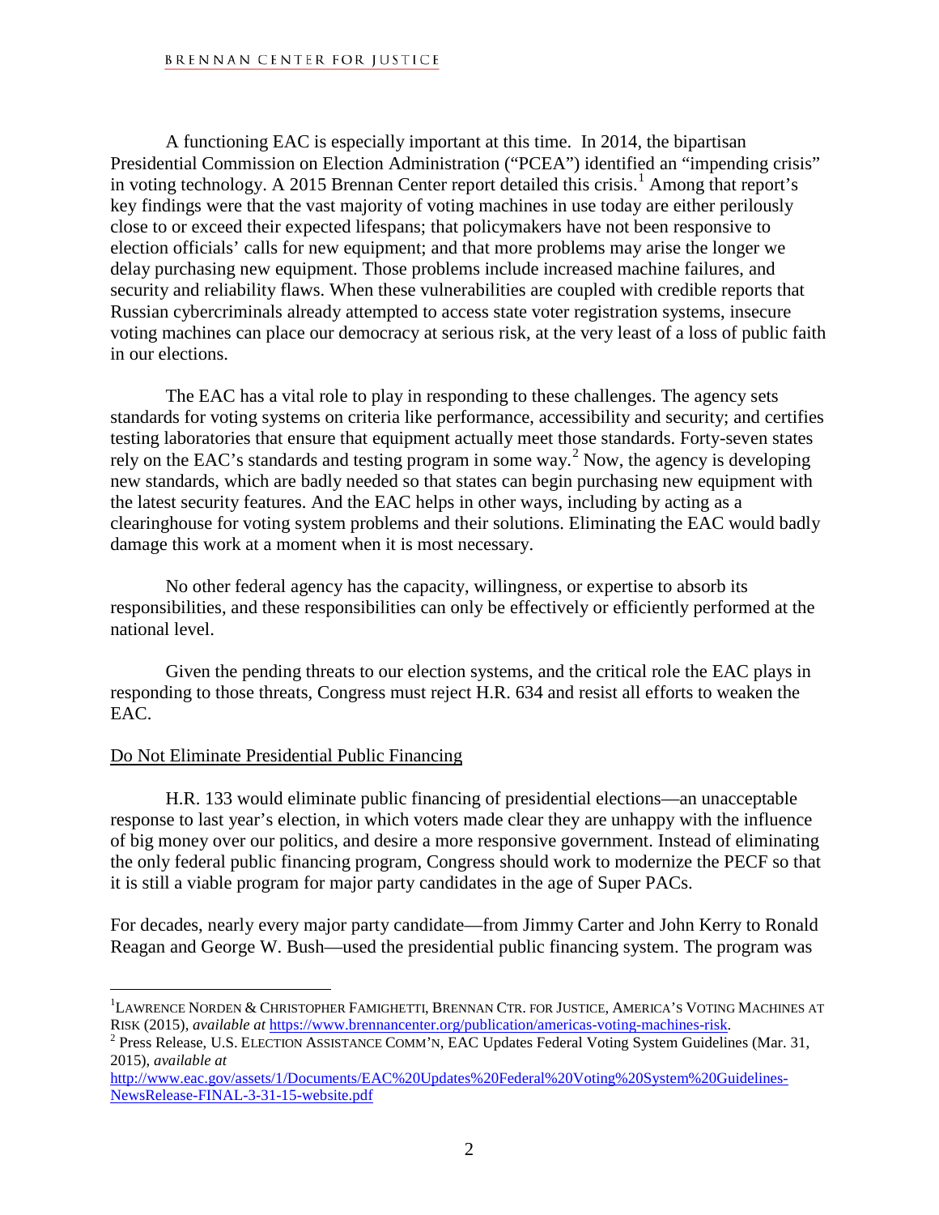A functioning EAC is especially important at this time. In 2014, the bipartisan Presidential Commission on Election Administration ("PCEA") identified an "impending crisis" in voting technology. A 2015 Brennan Center report detailed this crisis.[1] Among that report's key findings were that the vast majority of voting machines in use today are either perilously close to or exceed their expected lifespans; that policymakers have not been responsive to election officials' calls for new equipment; and that more problems may arise the longer we delay purchasing new equipment. Those problems include increased machine failures, and security and reliability flaws. When these vulnerabilities are coupled with credible reports that Russian cybercriminals already attempted to access state voter registration systems, insecure voting machines can place our democracy at serious risk, at the very least of a loss of public faith in our elections.

The EAC has a vital role to play in responding to these challenges. The agency sets standards for voting systems on criteria like performance, accessibility and security; and certifies testing laboratories that ensure that equipment actually meet those standards. Forty-seven states rely on the EAC's standards and testing program in some way.[2] Now, the agency is developing new standards, which are badly needed so that states can begin purchasing new equipment with the latest security features. And the EAC helps in other ways, including by acting as a clearinghouse for voting system problems and their solutions. Eliminating the EAC would badly damage this work at a moment when it is most necessary.

No other federal agency has the capacity, willingness, or expertise to absorb its responsibilities, and these responsibilities can only be effectively or efficiently performed at the national level.

Given the pending threats to our election systems, and the critical role the EAC plays in responding to those threats, Congress must reject H.R. 634 and resist all efforts to weaken the EAC.

Do Not Eliminate Presidential Public Financing

H.R. 133 would eliminate public financing of presidential elections—an unacceptable response to last year's election, in which voters made clear they are unhappy with the influence of big money over our politics, and desire a more responsive government. Instead of eliminating the only federal public financing program, Congress should work to modernize the PECF so that it is still a viable program for major party candidates in the age of Super PACs.

For decades, nearly every major party candidate—from Jimmy Carter and John Kerry to Ronald Reagan and George W. Bush—used the presidential public financing system. The program was

---

[1] LAWRENCE NORDEN & CHRISTOPHER FAMIGHETTI, BRENNAN CTR. FOR JUSTICE, AMERICA'S VOTING MACHINES AT RISK (2015), *available at* https://www.brennancenter.org/publication/americas-voting-machines-risk.

[2] Press Release, U.S. ELECTION ASSISTANCE COMM'N, EAC Updates Federal Voting System Guidelines (Mar. 31, 2015), *available at* http://www.eac.gov/assets/1/Documents/EAC%20Updates%20Federal%20Voting%20System%20Guidelines-NewsRelease-FINAL-3-31-15-website.pdf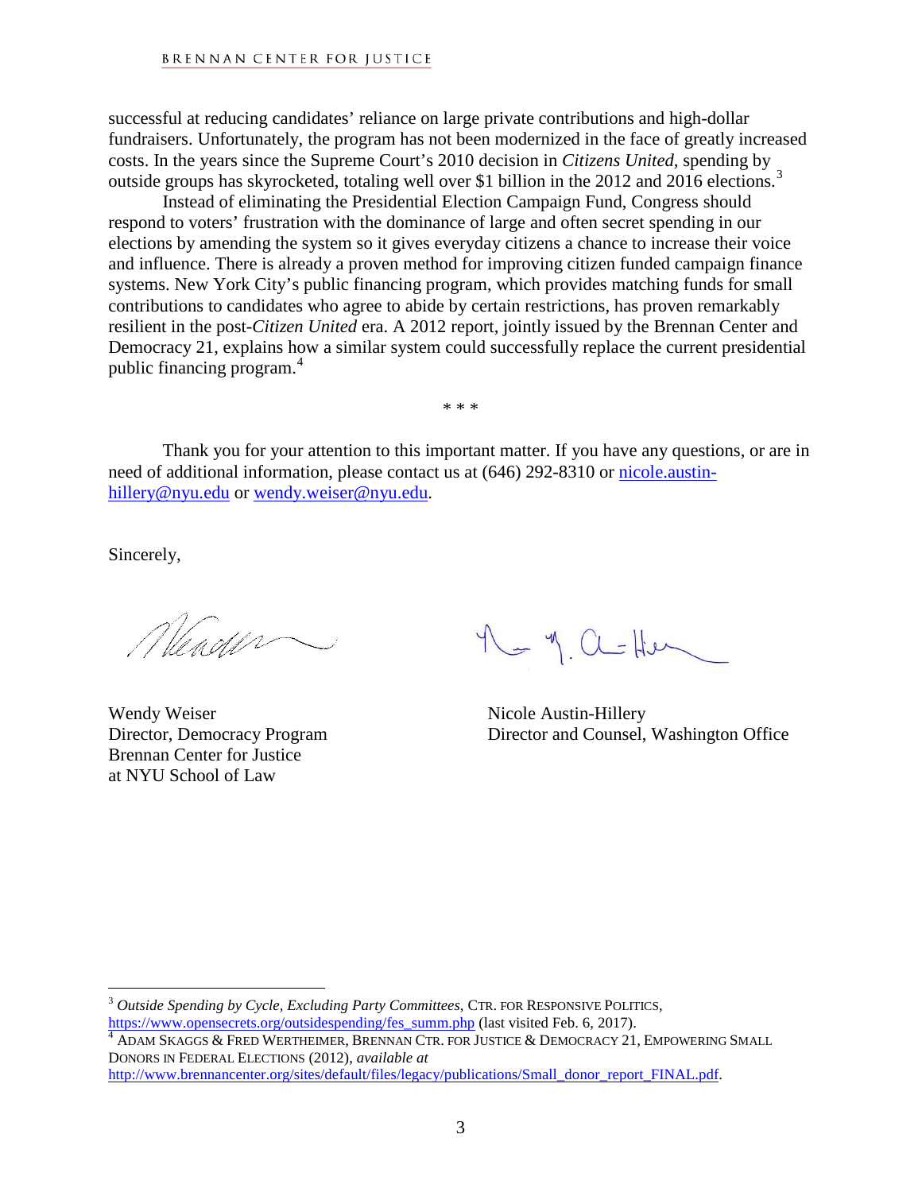successful at reducing candidates' reliance on large private contributions and high-dollar fundraisers. Unfortunately, the program has not been modernized in the face of greatly increased costs. In the years since the Supreme Court's 2010 decision in *Citizens United*, spending by outside groups has skyrocketed, totaling well over $1 billion in the 2012 and 2016 elections.[3]

Instead of eliminating the Presidential Election Campaign Fund, Congress should respond to voters' frustration with the dominance of large and often secret spending in our elections by amending the system so it gives everyday citizens a chance to increase their voice and influence. There is already a proven method for improving citizen funded campaign finance systems. New York City's public financing program, which provides matching funds for small contributions to candidates who agree to abide by certain restrictions, has proven remarkably resilient in the post-*Citizen United* era. A 2012 report, jointly issued by the Brennan Center and Democracy 21, explains how a similar system could successfully replace the current presidential public financing program.[4]

\* \* \*

Thank you for your attention to this important matter. If you have any questions, or are in need of additional information, please contact us at (646) 292-8310 or nicole.austin-hillery@nyu.edu or wendy.weiser@nyu.edu.

Sincerely,

Wendy Weiser
Director, Democracy Program
Brennan Center for Justice
at NYU School of Law

Nicole Austin-Hillery
Director and Counsel, Washington Office

---

[3] *Outside Spending by Cycle, Excluding Party Committees*, CTR. FOR RESPONSIVE POLITICS, https://www.opensecrets.org/outsidespending/fes_summ.php (last visited Feb. 6, 2017).

[4] ADAM SKAGGS & FRED WERTHEIMER, BRENNAN CTR. FOR JUSTICE & DEMOCRACY 21, EMPOWERING SMALL DONORS IN FEDERAL ELECTIONS (2012), *available at* http://www.brennancenter.org/sites/default/files/legacy/publications/Small_donor_report_FINAL.pdf.